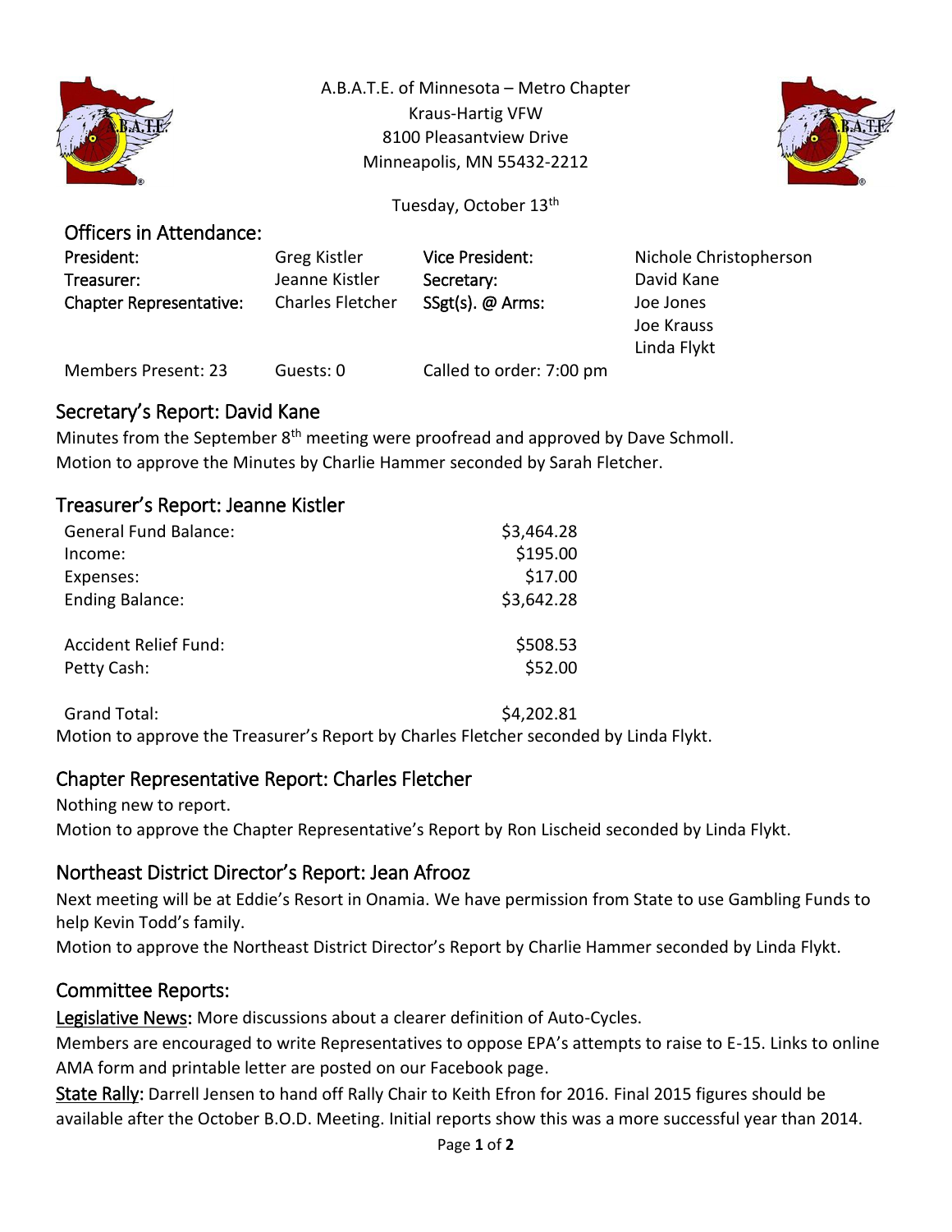A.B.A.T.E. of Minnesota – Metro Chapter
Kraus-Hartig VFW
8100 Pleasantview Drive
Minneapolis, MN 55432-2212

Tuesday, October 13th

## Officers in Attendance:

| | | | |
|---|---|---|---|
| President: | Greg Kistler | Vice President: | Nichole Christopherson |
| Treasurer: | Jeanne Kistler | Secretary: | David Kane |
| Chapter Representative: | Charles Fletcher | SSgt(s). @ Arms: | Joe Jones |
| | | | Joe Krauss |
| | | | Linda Flykt |
| Members Present: 23 | Guests: 0 | Called to order: 7:00 pm | |

## Secretary's Report: David Kane

Minutes from the September 8th meeting were proofread and approved by Dave Schmoll.
Motion to approve the Minutes by Charlie Hammer seconded by Sarah Fletcher.

## Treasurer's Report: Jeanne Kistler

| | |
|---|---|
| General Fund Balance: | $3,464.28 |
| Income: | $195.00 |
| Expenses: | $17.00 |
| Ending Balance: | $3,642.28 |
| Accident Relief Fund: | $508.53 |
| Petty Cash: | $52.00 |
| Grand Total: | $4,202.81 |

Motion to approve the Treasurer's Report by Charles Fletcher seconded by Linda Flykt.

## Chapter Representative Report: Charles Fletcher

Nothing new to report.
Motion to approve the Chapter Representative's Report by Ron Lischeid seconded by Linda Flykt.

## Northeast District Director's Report: Jean Afrooz

Next meeting will be at Eddie's Resort in Onamia. We have permission from State to use Gambling Funds to help Kevin Todd's family.
Motion to approve the Northeast District Director's Report by Charlie Hammer seconded by Linda Flykt.

## Committee Reports:

Legislative News: More discussions about a clearer definition of Auto-Cycles.
Members are encouraged to write Representatives to oppose EPA's attempts to raise to E-15. Links to online AMA form and printable letter are posted on our Facebook page.

State Rally: Darrell Jensen to hand off Rally Chair to Keith Efron for 2016. Final 2015 figures should be available after the October B.O.D. Meeting. Initial reports show this was a more successful year than 2014.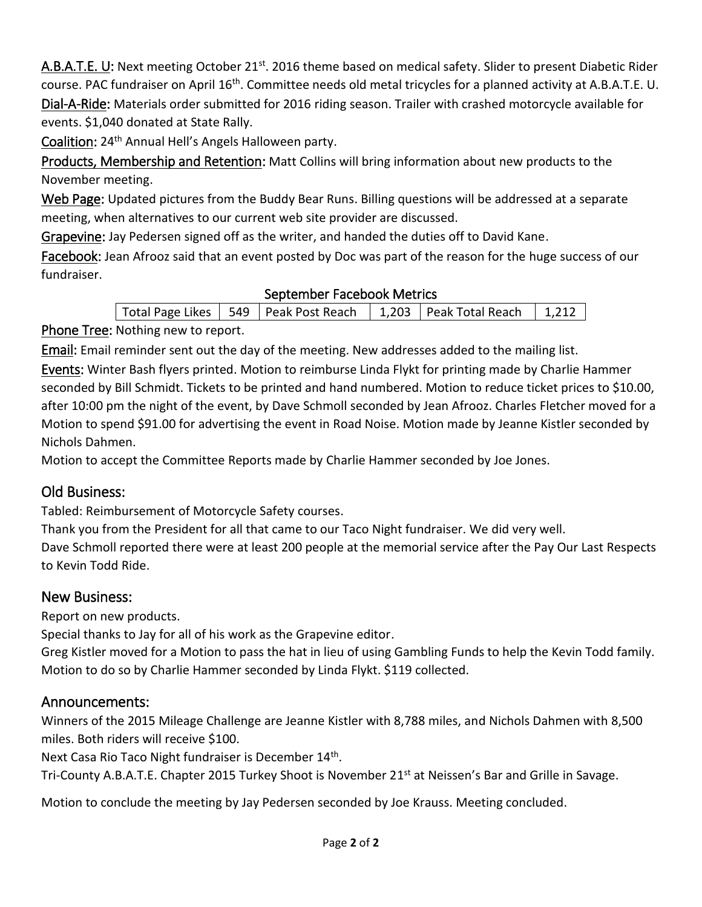**A.B.A.T.E. U:** Next meeting October 21st. 2016 theme based on medical safety. Slider to present Diabetic Rider course. PAC fundraiser on April 16th. Committee needs old metal tricycles for a planned activity at A.B.A.T.E. U.

**Dial-A-Ride:** Materials order submitted for 2016 riding season. Trailer with crashed motorcycle available for events. $1,040 donated at State Rally.

**Coalition:** 24th Annual Hell's Angels Halloween party.

**Products, Membership and Retention:** Matt Collins will bring information about new products to the November meeting.

**Web Page:** Updated pictures from the Buddy Bear Runs. Billing questions will be addressed at a separate meeting, when alternatives to our current web site provider are discussed.

**Grapevine:** Jay Pedersen signed off as the writer, and handed the duties off to David Kane.

**Facebook:** Jean Afrooz said that an event posted by Doc was part of the reason for the huge success of our fundraiser.

September Facebook Metrics

| | | | | | |
|---|---|---|---|---|---|
| Total Page Likes | 549 | Peak Post Reach | 1,203 | Peak Total Reach | 1,212 |

**Phone Tree:** Nothing new to report.

**Email:** Email reminder sent out the day of the meeting. New addresses added to the mailing list.

**Events:** Winter Bash flyers printed. Motion to reimburse Linda Flykt for printing made by Charlie Hammer seconded by Bill Schmidt. Tickets to be printed and hand numbered. Motion to reduce ticket prices to $10.00, after 10:00 pm the night of the event, by Dave Schmoll seconded by Jean Afrooz. Charles Fletcher moved for a Motion to spend $91.00 for advertising the event in Road Noise. Motion made by Jeanne Kistler seconded by Nichols Dahmen.

Motion to accept the Committee Reports made by Charlie Hammer seconded by Joe Jones.

## Old Business:

Tabled: Reimbursement of Motorcycle Safety courses.

Thank you from the President for all that came to our Taco Night fundraiser. We did very well.

Dave Schmoll reported there were at least 200 people at the memorial service after the Pay Our Last Respects to Kevin Todd Ride.

## New Business:

Report on new products.

Special thanks to Jay for all of his work as the Grapevine editor.

Greg Kistler moved for a Motion to pass the hat in lieu of using Gambling Funds to help the Kevin Todd family. Motion to do so by Charlie Hammer seconded by Linda Flykt. $119 collected.

## Announcements:

Winners of the 2015 Mileage Challenge are Jeanne Kistler with 8,788 miles, and Nichols Dahmen with 8,500 miles. Both riders will receive $100.

Next Casa Rio Taco Night fundraiser is December 14th.

Tri-County A.B.A.T.E. Chapter 2015 Turkey Shoot is November 21st at Neissen's Bar and Grille in Savage.

Motion to conclude the meeting by Jay Pedersen seconded by Joe Krauss. Meeting concluded.